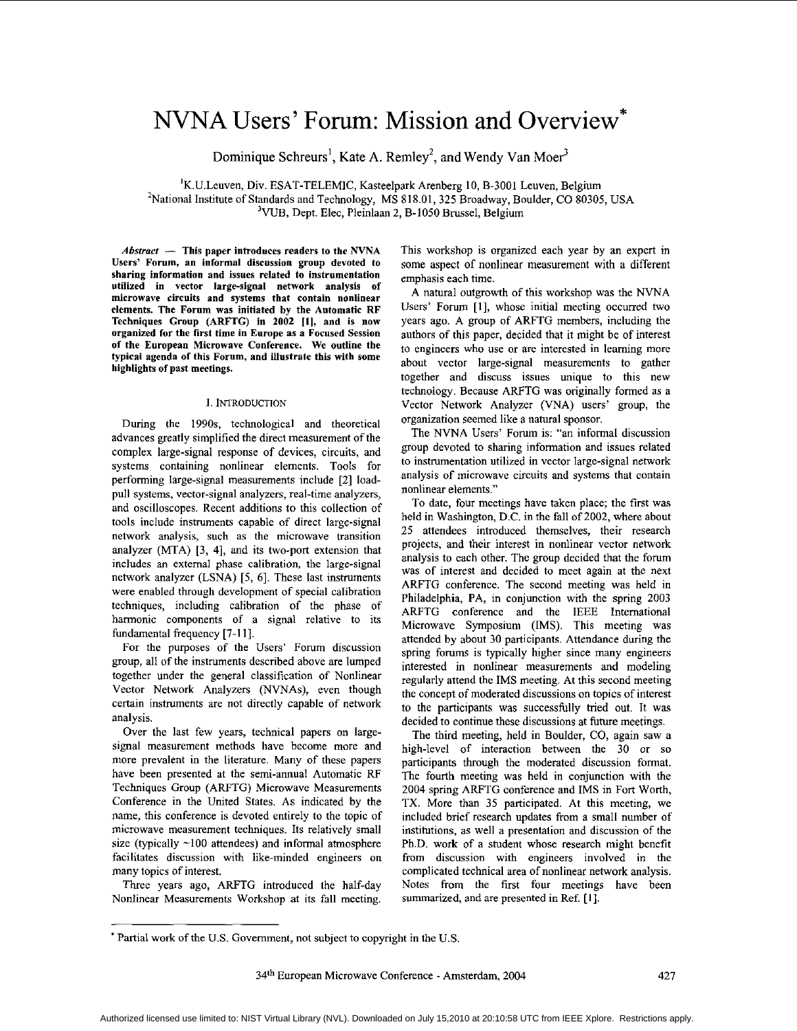# NVNA Users' Forum: Mission and Overview*

Dominique Schreurs[1], Kate A. Remley[2], and Wendy Van Moer[3]

[1]K.U.Leuven, Div. ESAT-TELEMIC, Kasteelpark Arenberg 10, B-3001 Leuven, Belgium
[2]National Institute of Standards and Technology, MS 818.01, 325 Broadway, Boulder, CO 80305, USA
[3]VUB, Dept. Elec, Pleinlaan 2, B-1050 Brussel, Belgium

***Abstract* — This paper introduces readers to the NVNA Users' Forum, an informal discussion group devoted to sharing information and issues related to instrumentation utilized in vector large-signal network analysis of microwave circuits and systems that contain nonlinear elements. The Forum was initiated by the Automatic RF Techniques Group (ARFTG) in 2002 [1], and is now organized for the first time in Europe as a Focused Session of the European Microwave Conference. We outline the typical agenda of this Forum, and illustrate this with some highlights of past meetings.**

## I. INTRODUCTION

During the 1990s, technological and theoretical advances greatly simplified the direct measurement of the complex large-signal response of devices, circuits, and systems containing nonlinear elements. Tools for performing large-signal measurements include [2] load-pull systems, vector-signal analyzers, real-time analyzers, and oscilloscopes. Recent additions to this collection of tools include instruments capable of direct large-signal network analysis, such as the microwave transition analyzer (MTA) [3, 4], and its two-port extension that includes an external phase calibration, the large-signal network analyzer (LSNA) [5, 6]. These last instruments were enabled through development of special calibration techniques, including calibration of the phase of harmonic components of a signal relative to its fundamental frequency [7-11].

For the purposes of the Users' Forum discussion group, all of the instruments described above are lumped together under the general classification of Nonlinear Vector Network Analyzers (NVNAs), even though certain instruments are not directly capable of network analysis.

Over the last few years, technical papers on large-signal measurement methods have become more and more prevalent in the literature. Many of these papers have been presented at the semi-annual Automatic RF Techniques Group (ARFTG) Microwave Measurements Conference in the United States. As indicated by the name, this conference is devoted entirely to the topic of microwave measurement techniques. Its relatively small size (typically ~100 attendees) and informal atmosphere facilitates discussion with like-minded engineers on many topics of interest.

Three years ago, ARFTG introduced the half-day Nonlinear Measurements Workshop at its fall meeting. This workshop is organized each year by an expert in some aspect of nonlinear measurement with a different emphasis each time.

A natural outgrowth of this workshop was the NVNA Users' Forum [1], whose initial meeting occurred two years ago. A group of ARFTG members, including the authors of this paper, decided that it might be of interest to engineers who use or are interested in learning more about vector large-signal measurements to gather together and discuss issues unique to this new technology. Because ARFTG was originally formed as a Vector Network Analyzer (VNA) users' group, the organization seemed like a natural sponsor.

The NVNA Users' Forum is: "an informal discussion group devoted to sharing information and issues related to instrumentation utilized in vector large-signal network analysis of microwave circuits and systems that contain nonlinear elements."

To date, four meetings have taken place; the first was held in Washington, D.C. in the fall of 2002, where about 25 attendees introduced themselves, their research projects, and their interest in nonlinear vector network analysis to each other. The group decided that the forum was of interest and decided to meet again at the next ARFTG conference. The second meeting was held in Philadelphia, PA, in conjunction with the spring 2003 ARFTG conference and the IEEE International Microwave Symposium (IMS). This meeting was attended by about 30 participants. Attendance during the spring forums is typically higher since many engineers interested in nonlinear measurements and modeling regularly attend the IMS meeting. At this second meeting the concept of moderated discussions on topics of interest to the participants was successfully tried out. It was decided to continue these discussions at future meetings.

The third meeting, held in Boulder, CO, again saw a high-level of interaction between the 30 or so participants through the moderated discussion format. The fourth meeting was held in conjunction with the 2004 spring ARFTG conference and IMS in Fort Worth, TX. More than 35 participated. At this meeting, we included brief research updates from a small number of institutions, as well as a presentation and discussion of the Ph.D. work of a student whose research might benefit from discussion with engineers involved in the complicated technical area of nonlinear network analysis. Notes from the first four meetings have been summarized, and are presented in Ref. [1].

* Partial work of the U.S. Government, not subject to copyright in the U.S.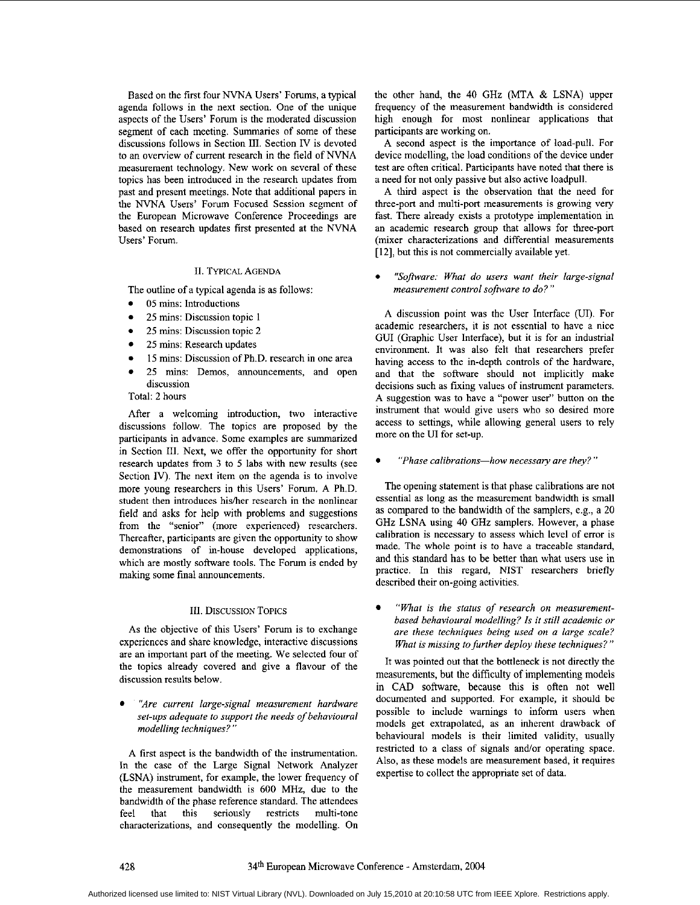Based on the first four NVNA Users' Forums, a typical agenda follows in the next section. One of the unique aspects of the Users' Forum is the moderated discussion segment of each meeting. Summaries of some of these discussions follows in Section III. Section IV is devoted to an overview of current research in the field of NVNA measurement technology. New work on several of these topics has been introduced in the research updates from past and present meetings. Note that additional papers in the NVNA Users' Forum Focused Session segment of the European Microwave Conference Proceedings are based on research updates first presented at the NVNA Users' Forum.

## II. Typical Agenda

The outline of a typical agenda is as follows:

- 05 mins: Introductions
- 25 mins: Discussion topic 1
- 25 mins: Discussion topic 2
- 25 mins: Research updates
- 15 mins: Discussion of Ph.D. research in one area
- 25 mins: Demos, announcements, and open discussion

Total: 2 hours

After a welcoming introduction, two interactive discussions follow. The topics are proposed by the participants in advance. Some examples are summarized in Section III. Next, we offer the opportunity for short research updates from 3 to 5 labs with new results (see Section IV). The next item on the agenda is to involve more young researchers in this Users' Forum. A Ph.D. student then introduces his/her research in the nonlinear field and asks for help with problems and suggestions from the "senior" (more experienced) researchers. Thereafter, participants are given the opportunity to show demonstrations of in-house developed applications, which are mostly software tools. The Forum is ended by making some final announcements.

## III. Discussion Topics

As the objective of this Users' Forum is to exchange experiences and share knowledge, interactive discussions are an important part of the meeting. We selected four of the topics already covered and give a flavour of the discussion results below.

- *"Are current large-signal measurement hardware set-ups adequate to support the needs of behavioural modelling techniques?"*

A first aspect is the bandwidth of the instrumentation. In the case of the Large Signal Network Analyzer (LSNA) instrument, for example, the lower frequency of the measurement bandwidth is 600 MHz, due to the bandwidth of the phase reference standard. The attendees feel that this seriously restricts multi-tone characterizations, and consequently the modelling. On the other hand, the 40 GHz (MTA & LSNA) upper frequency of the measurement bandwidth is considered high enough for most nonlinear applications that participants are working on.

A second aspect is the importance of load-pull. For device modelling, the load conditions of the device under test are often critical. Participants have noted that there is a need for not only passive but also active loadpull.

A third aspect is the observation that the need for three-port and multi-port measurements is growing very fast. There already exists a prototype implementation in an academic research group that allows for three-port (mixer characterizations and differential measurements [12], but this is not commercially available yet.

- *"Software: What do users want their large-signal measurement control software to do?"*

A discussion point was the User Interface (UI). For academic researchers, it is not essential to have a nice GUI (Graphic User Interface), but it is for an industrial environment. It was also felt that researchers prefer having access to the in-depth controls of the hardware, and that the software should not implicitly make decisions such as fixing values of instrument parameters. A suggestion was to have a "power user" button on the instrument that would give users who so desired more access to settings, while allowing general users to rely more on the UI for set-up.

- *"Phase calibrations—how necessary are they?"*

The opening statement is that phase calibrations are not essential as long as the measurement bandwidth is small as compared to the bandwidth of the samplers, e.g., a 20 GHz LSNA using 40 GHz samplers. However, a phase calibration is necessary to assess which level of error is made. The whole point is to have a traceable standard, and this standard has to be better than what users use in practice. In this regard, NIST researchers briefly described their on-going activities.

- *"What is the status of research on measurement-based behavioural modelling? Is it still academic or are these techniques being used on a large scale? What is missing to further deploy these techniques?"*

It was pointed out that the bottleneck is not directly the measurements, but the difficulty of implementing models in CAD software, because this is often not well documented and supported. For example, it should be possible to include warnings to inform users when models get extrapolated, as an inherent drawback of behavioural models is their limited validity, usually restricted to a class of signals and/or operating space. Also, as these models are measurement based, it requires expertise to collect the appropriate set of data.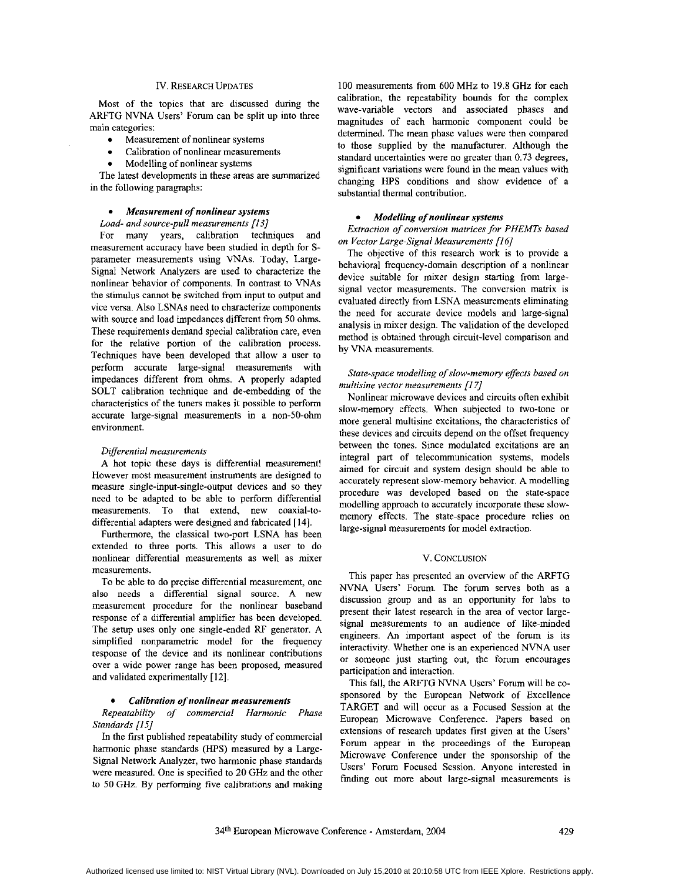## IV. Research Updates

Most of the topics that are discussed during the ARFTG NVNA Users' Forum can be split up into three main categories:

- Measurement of nonlinear systems
- Calibration of nonlinear measurements
- Modelling of nonlinear systems

The latest developments in these areas are summarized in the following paragraphs:

- ***Measurement of nonlinear systems***

*Load- and source-pull measurements [13]*

For many years, calibration techniques and measurement accuracy have been studied in depth for S-parameter measurements using VNAs. Today, Large-Signal Network Analyzers are used to characterize the nonlinear behavior of components. In contrast to VNAs the stimulus cannot be switched from input to output and vice versa. Also LSNAs need to characterize components with source and load impedances different from 50 ohms. These requirements demand special calibration care, even for the relative portion of the calibration process. Techniques have been developed that allow a user to perform accurate large-signal measurements with impedances different from ohms. A properly adapted SOLT calibration technique and de-embedding of the characteristics of the tuners makes it possible to perform accurate large-signal measurements in a non-50-ohm environment.

*Differential measurements*

A hot topic these days is differential measurement! However most measurement instruments are designed to measure single-input-single-output devices and so they need to be adapted to be able to perform differential measurements. To that extend, new coaxial-to-differential adapters were designed and fabricated [14].

Furthermore, the classical two-port LSNA has been extended to three ports. This allows a user to do nonlinear differential measurements as well as mixer measurements.

To be able to do precise differential measurement, one also needs a differential signal source. A new measurement procedure for the nonlinear baseband response of a differential amplifier has been developed. The setup uses only one single-ended RF generator. A simplified nonparametric model for the frequency response of the device and its nonlinear contributions over a wide power range has been proposed, measured and validated experimentally [12].

- ***Calibration of nonlinear measurements***

*Repeatability of commercial Harmonic Phase Standards [15]*

In the first published repeatability study of commercial harmonic phase standards (HPS) measured by a Large-Signal Network Analyzer, two harmonic phase standards were measured. One is specified to 20 GHz and the other to 50 GHz. By performing five calibrations and making 100 measurements from 600 MHz to 19.8 GHz for each calibration, the repeatability bounds for the complex wave-variable vectors and associated phases and magnitudes of each harmonic component could be determined. The mean phase values were then compared to those supplied by the manufacturer. Although the standard uncertainties were no greater than 0.73 degrees, significant variations were found in the mean values with changing HPS conditions and show evidence of a substantial thermal contribution.

- ***Modelling of nonlinear systems***

*Extraction of conversion matrices for PHEMTs based on Vector Large-Signal Measurements [16]*

The objective of this research work is to provide a behavioral frequency-domain description of a nonlinear device suitable for mixer design starting from large-signal vector measurements. The conversion matrix is evaluated directly from LSNA measurements eliminating the need for accurate device models and large-signal analysis in mixer design. The validation of the developed method is obtained through circuit-level comparison and by VNA measurements.

*State-space modelling of slow-memory effects based on multisine vector measurements [17]*

Nonlinear microwave devices and circuits often exhibit slow-memory effects. When subjected to two-tone or more general multisine excitations, the characteristics of these devices and circuits depend on the offset frequency between the tones. Since modulated excitations are an integral part of telecommunication systems, models aimed for circuit and system design should be able to accurately represent slow-memory behavior. A modelling procedure was developed based on the state-space modelling approach to accurately incorporate these slow-memory effects. The state-space procedure relies on large-signal measurements for model extraction.

## V. Conclusion

This paper has presented an overview of the ARFTG NVNA Users' Forum. The forum serves both as a discussion group and as an opportunity for labs to present their latest research in the area of vector large-signal measurements to an audience of like-minded engineers. An important aspect of the forum is its interactivity. Whether one is an experienced NVNA user or someone just starting out, the forum encourages participation and interaction.

This fall, the ARFTG NVNA Users' Forum will be co-sponsored by the European Network of Excellence TARGET and will occur as a Focused Session at the European Microwave Conference. Papers based on extensions of research updates first given at the Users' Forum appear in the proceedings of the European Microwave Conference under the sponsorship of the Users' Forum Focused Session. Anyone interested in finding out more about large-signal measurements is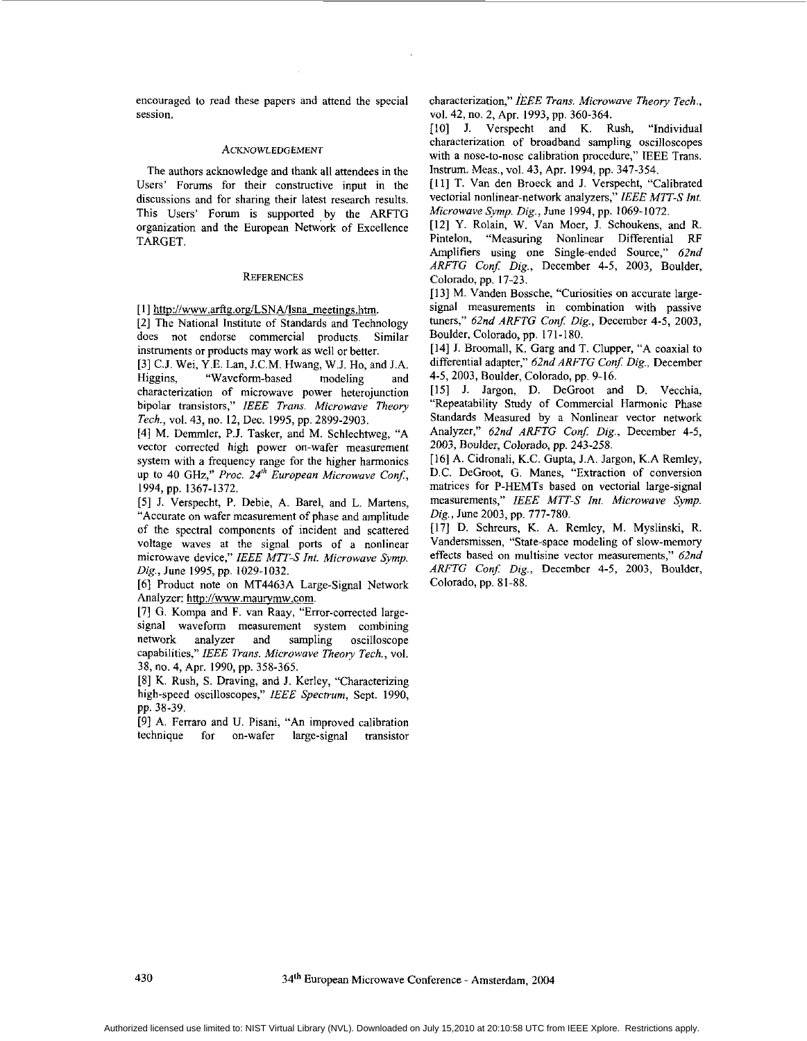encouraged to read these papers and attend the special session.

## ACKNOWLEDGEMENT

The authors acknowledge and thank all attendees in the Users' Forums for their constructive input in the discussions and for sharing their latest research results. This Users' Forum is supported by the ARFTG organization and the European Network of Excellence TARGET.

## REFERENCES

[1] http://www.arftg.org/LSNA/lsna_meetings.htm.

[2] The National Institute of Standards and Technology does not endorse commercial products. Similar instruments or products may work as well or better.

[3] C.J. Wei, Y.E. Lan, J.C.M. Hwang, W.J. Ho, and J.A. Higgins, "Waveform-based modeling and characterization of microwave power heterojunction bipolar transistors," *IEEE Trans. Microwave Theory Tech.*, vol. 43, no. 12, Dec. 1995, pp. 2899-2903.

[4] M. Demmler, P.J. Tasker, and M. Schlechtweg, "A vector corrected high power on-wafer measurement system with a frequency range for the higher harmonics up to 40 GHz," *Proc. 24th European Microwave Conf.*, 1994, pp. 1367-1372.

[5] J. Verspecht, P. Debie, A. Barel, and L. Martens, "Accurate on wafer measurement of phase and amplitude of the spectral components of incident and scattered voltage waves at the signal ports of a nonlinear microwave device," *IEEE MTT-S Int. Microwave Symp. Dig.*, June 1995, pp. 1029-1032.

[6] Product note on MT4463A Large-Signal Network Analyzer: http://www.maurymw.com.

[7] G. Kompa and F. van Raay, "Error-corrected large-signal waveform measurement system combining network analyzer and sampling oscilloscope capabilities," *IEEE Trans. Microwave Theory Tech.*, vol. 38, no. 4, Apr. 1990, pp. 358-365.

[8] K. Rush, S. Draving, and J. Kerley, "Characterizing high-speed oscilloscopes," *IEEE Spectrum*, Sept. 1990, pp. 38-39.

[9] A. Ferraro and U. Pisani, "An improved calibration technique for on-wafer large-signal transistor characterization," *IEEE Trans. Microwave Theory Tech.*, vol. 42, no. 2, Apr. 1993, pp. 360-364.

[10] J. Verspecht and K. Rush, "Individual characterization of broadband sampling oscilloscopes with a nose-to-nose calibration procedure," IEEE Trans. Instrum. Meas., vol. 43, Apr. 1994, pp. 347-354.

[11] T. Van den Broeck and J. Verspecht, "Calibrated vectorial nonlinear-network analyzers," *IEEE MTT-S Int. Microwave Symp. Dig.*, June 1994, pp. 1069-1072.

[12] Y. Rolain, W. Van Moer, J. Schoukens, and R. Pintelon, "Measuring Nonlinear Differential RF Amplifiers using one Single-ended Source," *62nd ARFTG Conf. Dig.*, December 4-5, 2003, Boulder, Colorado, pp. 17-23.

[13] M. Vanden Bossche, "Curiosities on accurate large-signal measurements in combination with passive tuners," *62nd ARFTG Conf. Dig.*, December 4-5, 2003, Boulder, Colorado, pp. 171-180.

[14] J. Broomall, K. Garg and T. Clupper, "A coaxial to differential adapter," *62nd ARFTG Conf. Dig.*, December 4-5, 2003, Boulder, Colorado, pp. 9-16.

[15] J. Jargon, D. DeGroot and D. Vecchia, "Repeatability Study of Commercial Harmonic Phase Standards Measured by a Nonlinear vector network Analyzer," *62nd ARFTG Conf. Dig.*, December 4-5, 2003, Boulder, Colorado, pp. 243-258.

[16] A. Cidronali, K.C. Gupta, J.A. Jargon, K.A Remley, D.C. DeGroot, G. Manes, "Extraction of conversion matrices for P-HEMTs based on vectorial large-signal measurements," *IEEE MTT-S Int. Microwave Symp. Dig.*, June 2003, pp. 777-780.

[17] D. Schreurs, K. A. Remley, M. Myslinski, R. Vandersmissen, "State-space modeling of slow-memory effects based on multisine vector measurements," *62nd ARFTG Conf. Dig.*, December 4-5, 2003, Boulder, Colorado, pp. 81-88.